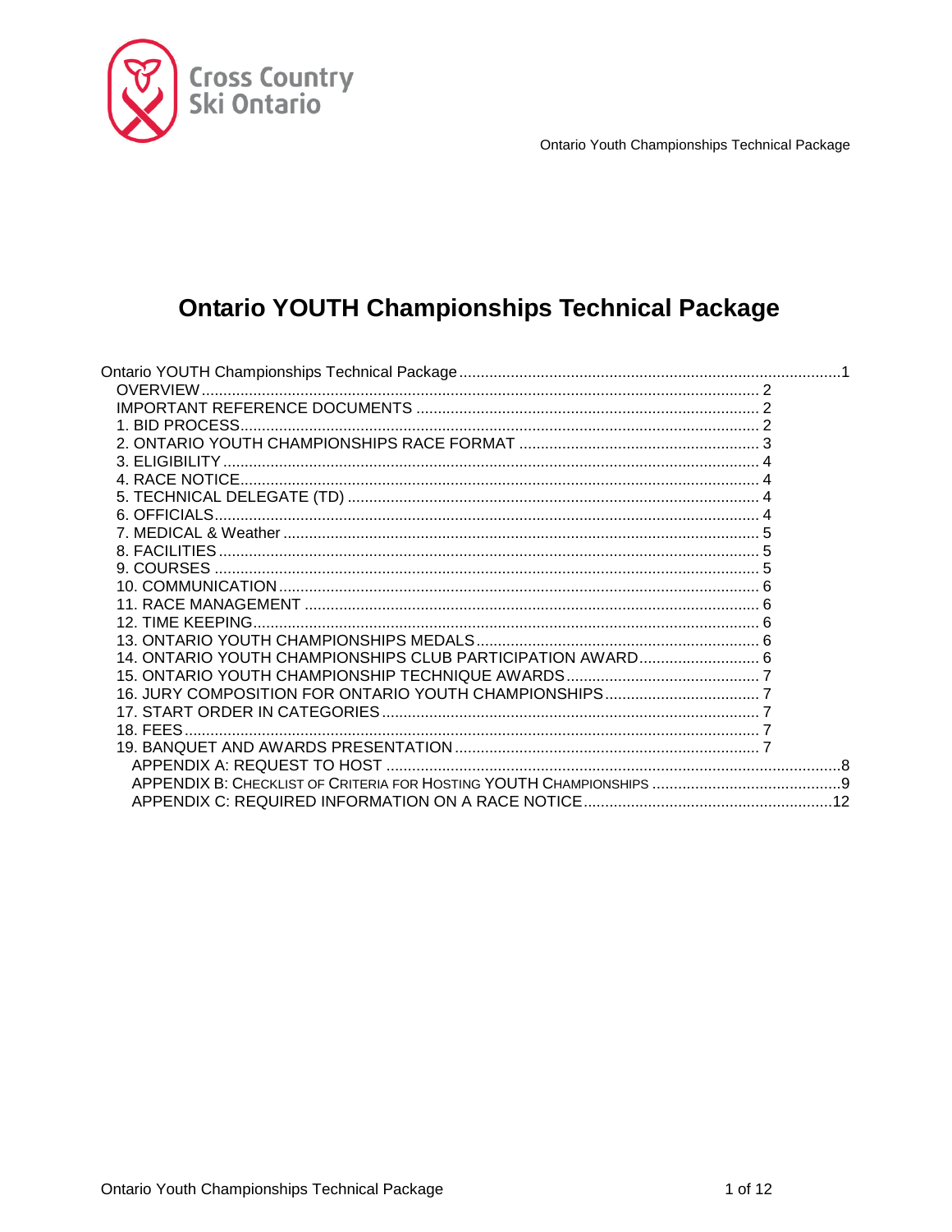Cross Country Ski Ontario

# Ontario YOUTH Championships Technical Package

Ontario YOUTH Championships Technical Package ....................................................1
- OVERVIEW .................................................................................................... 2
- IMPORTANT REFERENCE DOCUMENTS ........................................................ 2
- 1. BID PROCESS ............................................................................................ 2
- 2. ONTARIO YOUTH CHAMPIONSHIPS RACE FORMAT .................................. 3
- 3. ELIGIBILITY ............................................................................................... 4
- 4. RACE NOTICE ............................................................................................ 4
- 5. TECHNICAL DELEGATE (TD) ...................................................................... 4
- 6. OFFICIALS ................................................................................................. 4
- 7. MEDICAL & Weather ................................................................................... 5
- 8. FACILITIES ................................................................................................ 5
- 9. COURSES .................................................................................................. 5
- 10. COMMUNICATION ..................................................................................... 6
- 11. RACE MANAGEMENT ................................................................................. 6
- 12. TIME KEEPING .......................................................................................... 6
- 13. ONTARIO YOUTH CHAMPIONSHIPS MEDALS .............................................. 6
- 14. ONTARIO YOUTH CHAMPIONSHIPS CLUB PARTICIPATION AWARD ............... 6
- 15. ONTARIO YOUTH CHAMPIONSHIP TECHNIQUE AWARDS ................................ 7
- 16. JURY COMPOSITION FOR ONTARIO YOUTH CHAMPIONSHIPS ........................ 7
- 17. START ORDER IN CATEGORIES ................................................................... 7
- 18. FEES ......................................................................................................... 7
- 19. BANQUET AND AWARDS PRESENTATION ...................................................... 7
  - APPENDIX A: REQUEST TO HOST .......................................................................8
  - APPENDIX B: CHECKLIST OF CRITERIA FOR HOSTING YOUTH CHAMPIONSHIPS ...........9
  - APPENDIX C: REQUIRED INFORMATION ON A RACE NOTICE ..................................12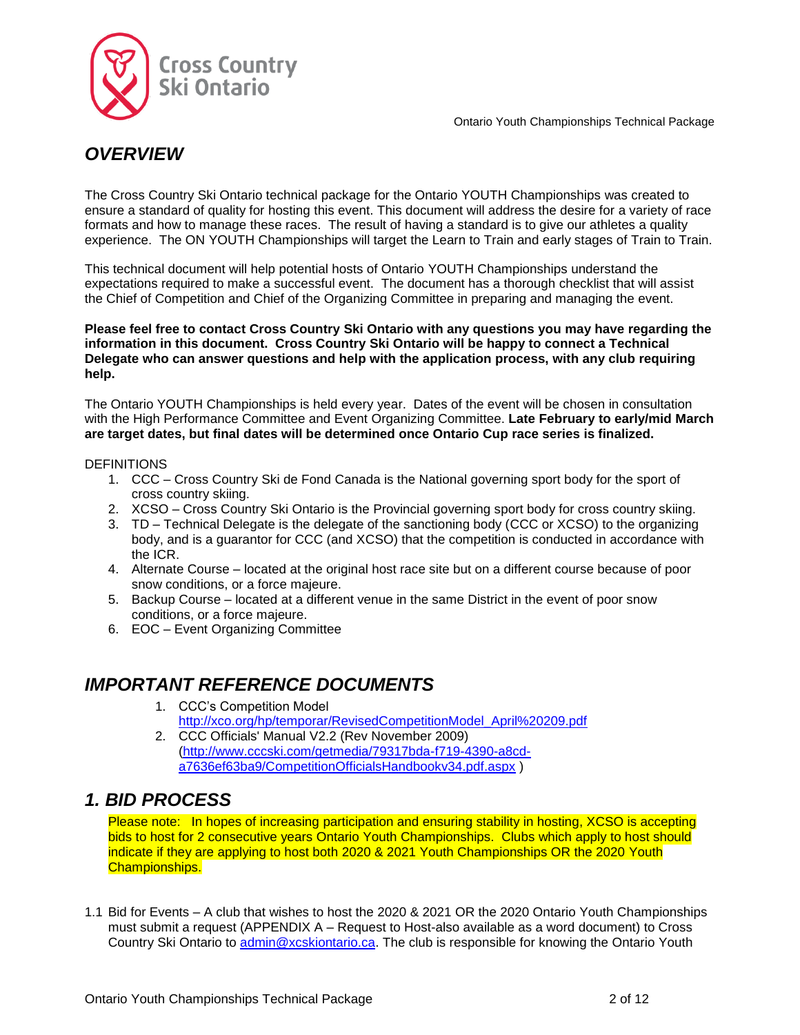# *OVERVIEW*

The Cross Country Ski Ontario technical package for the Ontario YOUTH Championships was created to ensure a standard of quality for hosting this event. This document will address the desire for a variety of race formats and how to manage these races. The result of having a standard is to give our athletes a quality experience. The ON YOUTH Championships will target the Learn to Train and early stages of Train to Train.

This technical document will help potential hosts of Ontario YOUTH Championships understand the expectations required to make a successful event. The document has a thorough checklist that will assist the Chief of Competition and Chief of the Organizing Committee in preparing and managing the event.

**Please feel free to contact Cross Country Ski Ontario with any questions you may have regarding the information in this document. Cross Country Ski Ontario will be happy to connect a Technical Delegate who can answer questions and help with the application process, with any club requiring help.**

The Ontario YOUTH Championships is held every year. Dates of the event will be chosen in consultation with the High Performance Committee and Event Organizing Committee. **Late February to early/mid March are target dates, but final dates will be determined once Ontario Cup race series is finalized.**

DEFINITIONS

1. CCC – Cross Country Ski de Fond Canada is the National governing sport body for the sport of cross country skiing.
2. XCSO – Cross Country Ski Ontario is the Provincial governing sport body for cross country skiing.
3. TD – Technical Delegate is the delegate of the sanctioning body (CCC or XCSO) to the organizing body, and is a guarantor for CCC (and XCSO) that the competition is conducted in accordance with the ICR.
4. Alternate Course – located at the original host race site but on a different course because of poor snow conditions, or a force majeure.
5. Backup Course – located at a different venue in the same District in the event of poor snow conditions, or a force majeure.
6. EOC – Event Organizing Committee

# *IMPORTANT REFERENCE DOCUMENTS*

1. CCC's Competition Model
   http://xco.org/hp/temporar/RevisedCompetitionModel_April%20209.pdf
2. CCC Officials' Manual V2.2 (Rev November 2009)
   (http://www.cccski.com/getmedia/79317bda-f719-4390-a8cd-a7636ef63ba9/CompetitionOfficialsHandbookv34.pdf.aspx )

# *1. BID PROCESS*

Please note: In hopes of increasing participation and ensuring stability in hosting, XCSO is accepting bids to host for 2 consecutive years Ontario Youth Championships. Clubs which apply to host should indicate if they are applying to host both 2020 & 2021 Youth Championships OR the 2020 Youth Championships.

1.1 Bid for Events – A club that wishes to host the 2020 & 2021 OR the 2020 Ontario Youth Championships must submit a request (APPENDIX A – Request to Host-also available as a word document) to Cross Country Ski Ontario to admin@xcskiontario.ca. The club is responsible for knowing the Ontario Youth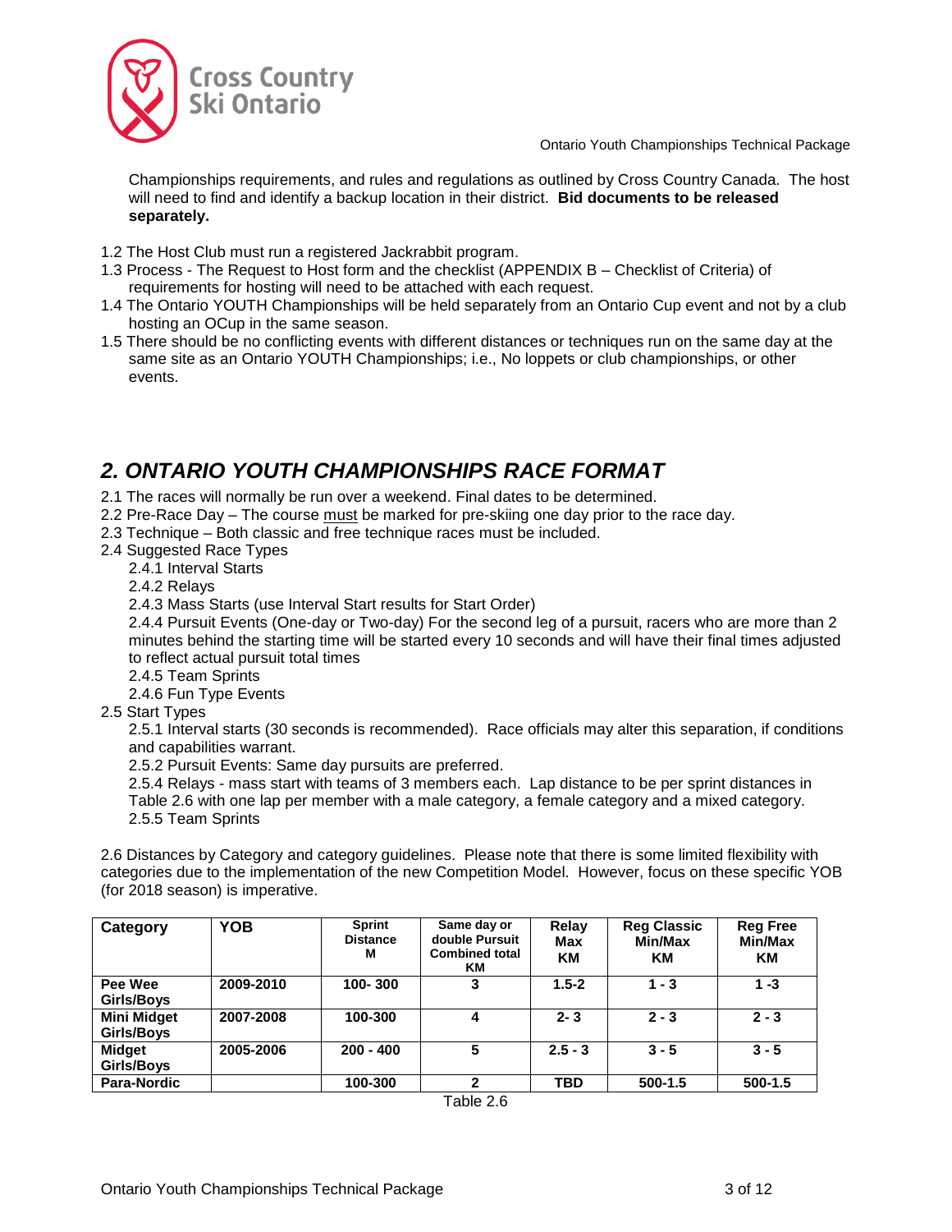Championships requirements, and rules and regulations as outlined by Cross Country Canada. The host will need to find and identify a backup location in their district. **Bid documents to be released separately.**

1.2 The Host Club must run a registered Jackrabbit program.

1.3 Process - The Request to Host form and the checklist (APPENDIX B – Checklist of Criteria) of requirements for hosting will need to be attached with each request.

1.4 The Ontario YOUTH Championships will be held separately from an Ontario Cup event and not by a club hosting an OCup in the same season.

1.5 There should be no conflicting events with different distances or techniques run on the same day at the same site as an Ontario YOUTH Championships; i.e., No loppets or club championships, or other events.

## *2. ONTARIO YOUTH CHAMPIONSHIPS RACE FORMAT*

2.1 The races will normally be run over a weekend. Final dates to be determined.

2.2 Pre-Race Day – The course must be marked for pre-skiing one day prior to the race day.

2.3 Technique – Both classic and free technique races must be included.

2.4 Suggested Race Types

2.4.1 Interval Starts

2.4.2 Relays

2.4.3 Mass Starts (use Interval Start results for Start Order)

2.4.4 Pursuit Events (One-day or Two-day) For the second leg of a pursuit, racers who are more than 2 minutes behind the starting time will be started every 10 seconds and will have their final times adjusted to reflect actual pursuit total times

2.4.5 Team Sprints

2.4.6 Fun Type Events

2.5 Start Types

2.5.1 Interval starts (30 seconds is recommended). Race officials may alter this separation, if conditions and capabilities warrant.

2.5.2 Pursuit Events: Same day pursuits are preferred.

2.5.4 Relays - mass start with teams of 3 members each. Lap distance to be per sprint distances in Table 2.6 with one lap per member with a male category, a female category and a mixed category.

2.5.5 Team Sprints

2.6 Distances by Category and category guidelines. Please note that there is some limited flexibility with categories due to the implementation of the new Competition Model. However, focus on these specific YOB (for 2018 season) is imperative.

| Category | YOB | Sprint Distance M | Same day or double Pursuit Combined total KM | Relay Max KM | Reg Classic Min/Max KM | Reg Free Min/Max KM |
|---|---|---|---|---|---|---|
| **Pee Wee Girls/Boys** | **2009-2010** | **100- 300** | **3** | **1.5-2** | **1 - 3** | **1 -3** |
| **Mini Midget Girls/Boys** | **2007-2008** | **100-300** | **4** | **2- 3** | **2 - 3** | **2 - 3** |
| **Midget Girls/Boys** | **2005-2006** | **200 - 400** | **5** | **2.5 - 3** | **3 - 5** | **3 - 5** |
| **Para-Nordic** | | **100-300** | **2** | **TBD** | **500-1.5** | **500-1.5** |

Table 2.6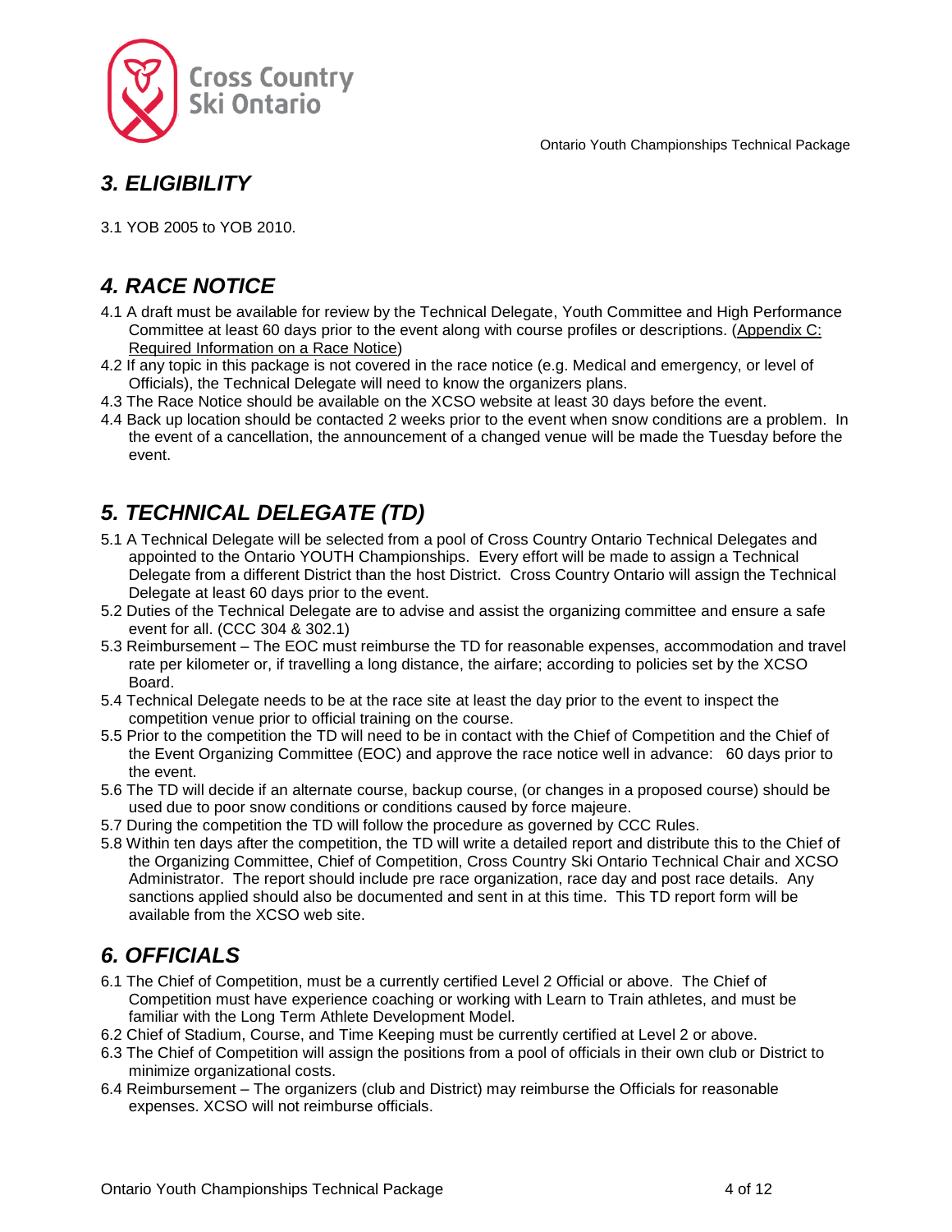## *3. ELIGIBILITY*

3.1 YOB 2005 to YOB 2010.

## *4. RACE NOTICE*

4.1 A draft must be available for review by the Technical Delegate, Youth Committee and High Performance Committee at least 60 days prior to the event along with course profiles or descriptions. (Appendix C: Required Information on a Race Notice)

4.2 If any topic in this package is not covered in the race notice (e.g. Medical and emergency, or level of Officials), the Technical Delegate will need to know the organizers plans.

4.3 The Race Notice should be available on the XCSO website at least 30 days before the event.

4.4 Back up location should be contacted 2 weeks prior to the event when snow conditions are a problem. In the event of a cancellation, the announcement of a changed venue will be made the Tuesday before the event.

## *5. TECHNICAL DELEGATE (TD)*

5.1 A Technical Delegate will be selected from a pool of Cross Country Ontario Technical Delegates and appointed to the Ontario YOUTH Championships. Every effort will be made to assign a Technical Delegate from a different District than the host District. Cross Country Ontario will assign the Technical Delegate at least 60 days prior to the event.

5.2 Duties of the Technical Delegate are to advise and assist the organizing committee and ensure a safe event for all. (CCC 304 & 302.1)

5.3 Reimbursement – The EOC must reimburse the TD for reasonable expenses, accommodation and travel rate per kilometer or, if travelling a long distance, the airfare; according to policies set by the XCSO Board.

5.4 Technical Delegate needs to be at the race site at least the day prior to the event to inspect the competition venue prior to official training on the course.

5.5 Prior to the competition the TD will need to be in contact with the Chief of Competition and the Chief of the Event Organizing Committee (EOC) and approve the race notice well in advance: 60 days prior to the event.

5.6 The TD will decide if an alternate course, backup course, (or changes in a proposed course) should be used due to poor snow conditions or conditions caused by force majeure.

5.7 During the competition the TD will follow the procedure as governed by CCC Rules.

5.8 Within ten days after the competition, the TD will write a detailed report and distribute this to the Chief of the Organizing Committee, Chief of Competition, Cross Country Ski Ontario Technical Chair and XCSO Administrator. The report should include pre race organization, race day and post race details. Any sanctions applied should also be documented and sent in at this time. This TD report form will be available from the XCSO web site.

## *6. OFFICIALS*

6.1 The Chief of Competition, must be a currently certified Level 2 Official or above. The Chief of Competition must have experience coaching or working with Learn to Train athletes, and must be familiar with the Long Term Athlete Development Model.

6.2 Chief of Stadium, Course, and Time Keeping must be currently certified at Level 2 or above.

6.3 The Chief of Competition will assign the positions from a pool of officials in their own club or District to minimize organizational costs.

6.4 Reimbursement – The organizers (club and District) may reimburse the Officials for reasonable expenses. XCSO will not reimburse officials.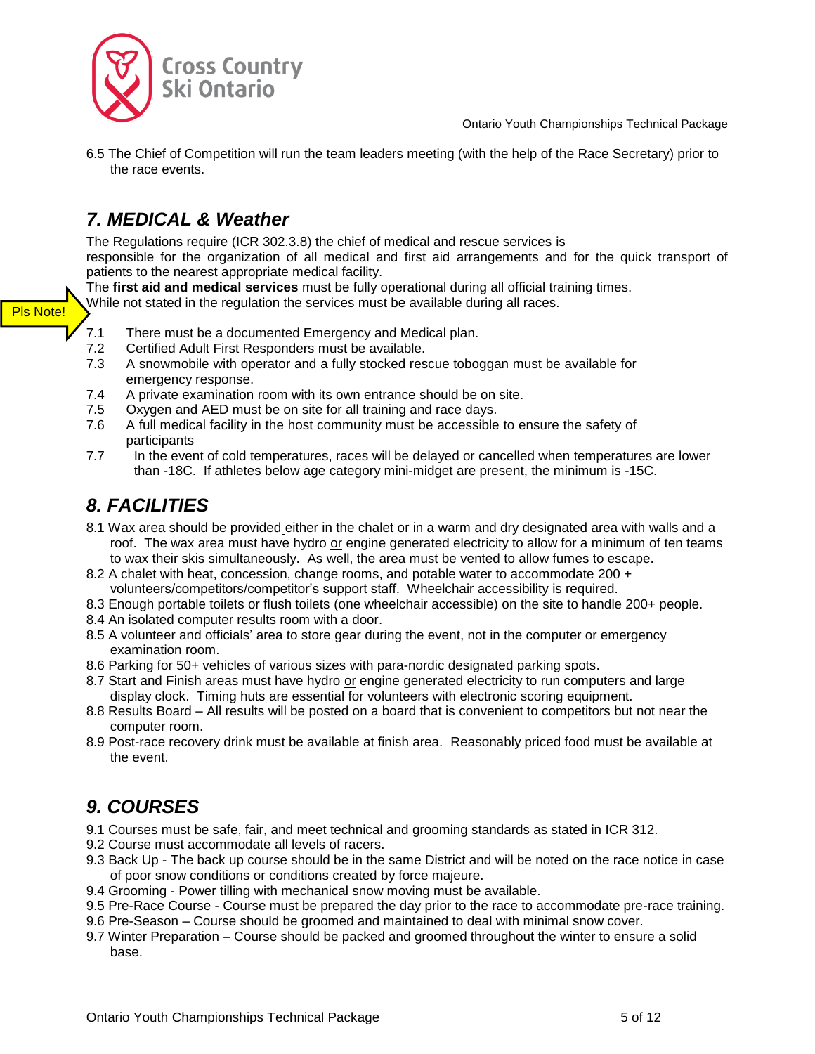6.5 The Chief of Competition will run the team leaders meeting (with the help of the Race Secretary) prior to the race events.

## *7. MEDICAL & Weather*

The Regulations require (ICR 302.3.8) the chief of medical and rescue services is responsible for the organization of all medical and first aid arrangements and for the quick transport of patients to the nearest appropriate medical facility.

The **first aid and medical services** must be fully operational during all official training times.

Pls Note! While not stated in the regulation the services must be available during all races.

7.1 There must be a documented Emergency and Medical plan.

7.2 Certified Adult First Responders must be available.

7.3 A snowmobile with operator and a fully stocked rescue toboggan must be available for emergency response.

7.4 A private examination room with its own entrance should be on site.

7.5 Oxygen and AED must be on site for all training and race days.

7.6 A full medical facility in the host community must be accessible to ensure the safety of participants

7.7 In the event of cold temperatures, races will be delayed or cancelled when temperatures are lower than -18C. If athletes below age category mini-midget are present, the minimum is -15C.

## *8. FACILITIES*

8.1 Wax area should be provided either in the chalet or in a warm and dry designated area with walls and a roof. The wax area must have hydro or engine generated electricity to allow for a minimum of ten teams to wax their skis simultaneously. As well, the area must be vented to allow fumes to escape.

8.2 A chalet with heat, concession, change rooms, and potable water to accommodate 200 + volunteers/competitors/competitor's support staff. Wheelchair accessibility is required.

8.3 Enough portable toilets or flush toilets (one wheelchair accessible) on the site to handle 200+ people.

8.4 An isolated computer results room with a door.

8.5 A volunteer and officials' area to store gear during the event, not in the computer or emergency examination room.

8.6 Parking for 50+ vehicles of various sizes with para-nordic designated parking spots.

8.7 Start and Finish areas must have hydro or engine generated electricity to run computers and large display clock. Timing huts are essential for volunteers with electronic scoring equipment.

8.8 Results Board – All results will be posted on a board that is convenient to competitors but not near the computer room.

8.9 Post-race recovery drink must be available at finish area. Reasonably priced food must be available at the event.

## *9. COURSES*

9.1 Courses must be safe, fair, and meet technical and grooming standards as stated in ICR 312.

9.2 Course must accommodate all levels of racers.

9.3 Back Up - The back up course should be in the same District and will be noted on the race notice in case of poor snow conditions or conditions created by force majeure.

9.4 Grooming - Power tilling with mechanical snow moving must be available.

9.5 Pre-Race Course - Course must be prepared the day prior to the race to accommodate pre-race training.

9.6 Pre-Season – Course should be groomed and maintained to deal with minimal snow cover.

9.7 Winter Preparation – Course should be packed and groomed throughout the winter to ensure a solid base.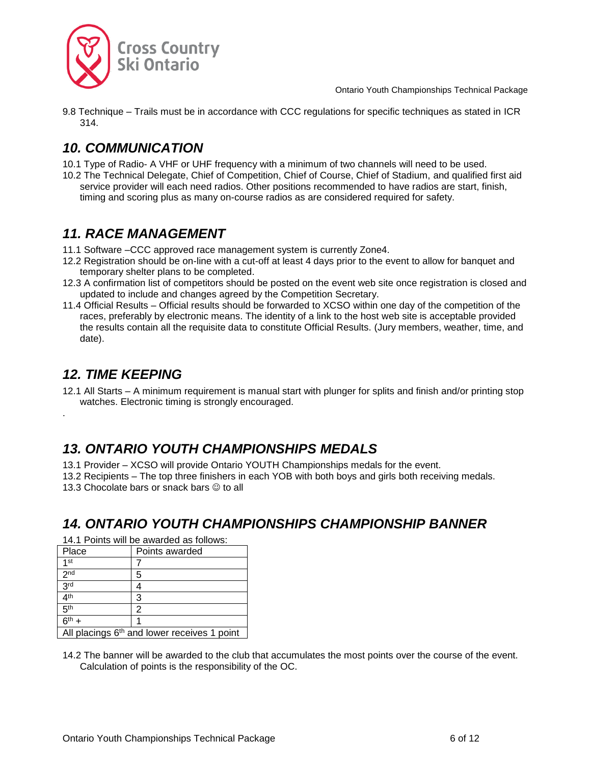9.8 Technique – Trails must be in accordance with CCC regulations for specific techniques as stated in ICR 314.

## *10. COMMUNICATION*

10.1 Type of Radio- A VHF or UHF frequency with a minimum of two channels will need to be used.

10.2 The Technical Delegate, Chief of Competition, Chief of Course, Chief of Stadium, and qualified first aid service provider will each need radios. Other positions recommended to have radios are start, finish, timing and scoring plus as many on-course radios as are considered required for safety.

## *11. RACE MANAGEMENT*

11.1 Software –CCC approved race management system is currently Zone4.

12.2 Registration should be on-line with a cut-off at least 4 days prior to the event to allow for banquet and temporary shelter plans to be completed.

12.3 A confirmation list of competitors should be posted on the event web site once registration is closed and updated to include and changes agreed by the Competition Secretary.

11.4 Official Results – Official results should be forwarded to XCSO within one day of the competition of the races, preferably by electronic means. The identity of a link to the host web site is acceptable provided the results contain all the requisite data to constitute Official Results. (Jury members, weather, time, and date).

## *12. TIME KEEPING*

12.1 All Starts – A minimum requirement is manual start with plunger for splits and finish and/or printing stop watches. Electronic timing is strongly encouraged.

.

## *13. ONTARIO YOUTH CHAMPIONSHIPS MEDALS*

13.1 Provider – XCSO will provide Ontario YOUTH Championships medals for the event.

13.2 Recipients – The top three finishers in each YOB with both boys and girls both receiving medals.

13.3 Chocolate bars or snack bars ☺ to all

## *14. ONTARIO YOUTH CHAMPIONSHIPS CHAMPIONSHIP BANNER*

14.1 Points will be awarded as follows:

| Place | Points awarded |
|---|---|
| 1st | 7 |
| 2nd | 5 |
| 3rd | 4 |
| 4th | 3 |
| 5th | 2 |
| 6th + | 1 |
| All placings 6th and lower receives 1 point | |

14.2 The banner will be awarded to the club that accumulates the most points over the course of the event. Calculation of points is the responsibility of the OC.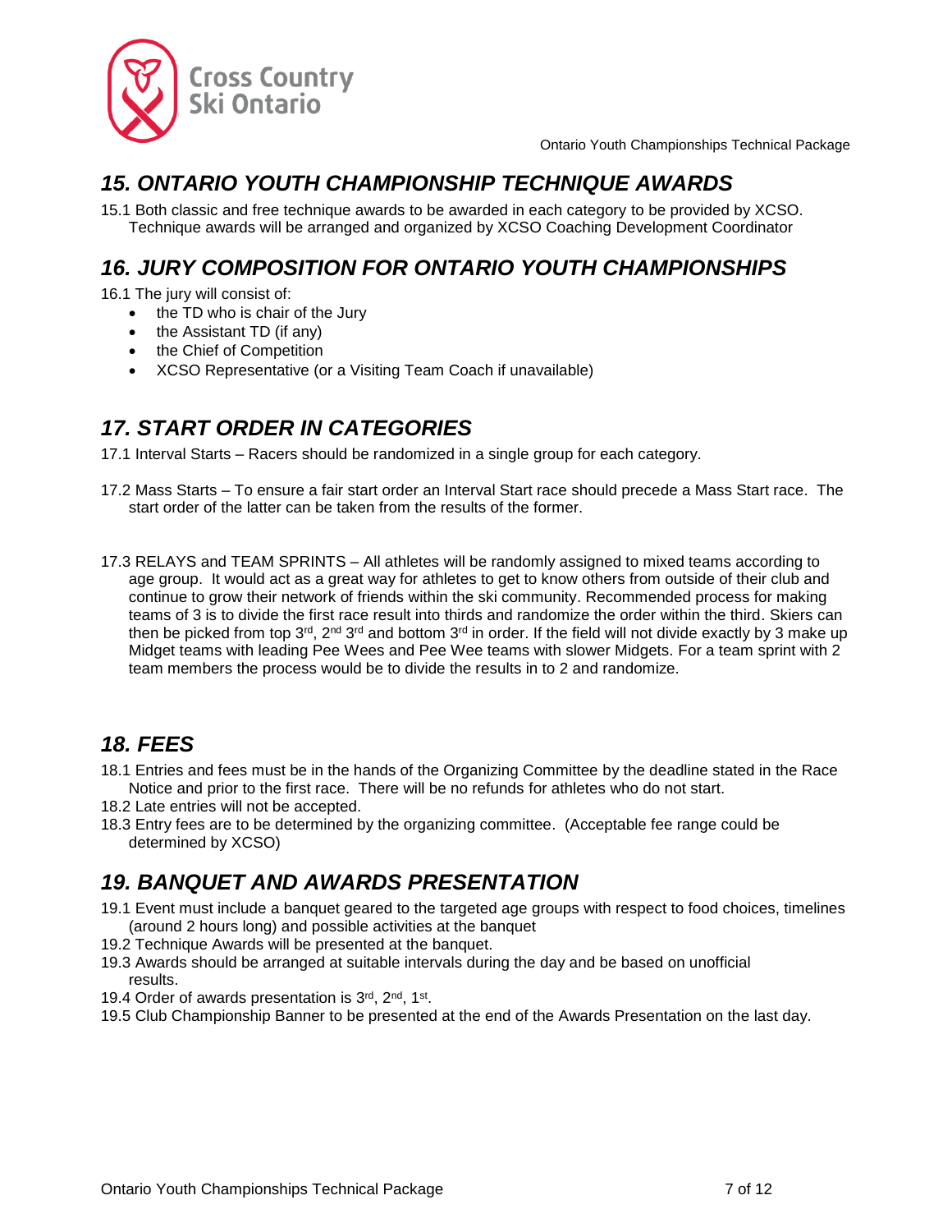## *15. ONTARIO YOUTH CHAMPIONSHIP TECHNIQUE AWARDS*

15.1 Both classic and free technique awards to be awarded in each category to be provided by XCSO. Technique awards will be arranged and organized by XCSO Coaching Development Coordinator

## *16. JURY COMPOSITION FOR ONTARIO YOUTH CHAMPIONSHIPS*

16.1 The jury will consist of:

- the TD who is chair of the Jury
- the Assistant TD (if any)
- the Chief of Competition
- XCSO Representative (or a Visiting Team Coach if unavailable)

## *17. START ORDER IN CATEGORIES*

17.1 Interval Starts – Racers should be randomized in a single group for each category.

17.2 Mass Starts – To ensure a fair start order an Interval Start race should precede a Mass Start race. The start order of the latter can be taken from the results of the former.

17.3 RELAYS and TEAM SPRINTS – All athletes will be randomly assigned to mixed teams according to age group. It would act as a great way for athletes to get to know others from outside of their club and continue to grow their network of friends within the ski community. Recommended process for making teams of 3 is to divide the first race result into thirds and randomize the order within the third. Skiers can then be picked from top 3rd, 2nd 3rd and bottom 3rd in order. If the field will not divide exactly by 3 make up Midget teams with leading Pee Wees and Pee Wee teams with slower Midgets. For a team sprint with 2 team members the process would be to divide the results in to 2 and randomize.

## *18. FEES*

18.1 Entries and fees must be in the hands of the Organizing Committee by the deadline stated in the Race Notice and prior to the first race. There will be no refunds for athletes who do not start.

18.2 Late entries will not be accepted.

18.3 Entry fees are to be determined by the organizing committee. (Acceptable fee range could be determined by XCSO)

## *19. BANQUET AND AWARDS PRESENTATION*

19.1 Event must include a banquet geared to the targeted age groups with respect to food choices, timelines (around 2 hours long) and possible activities at the banquet

19.2 Technique Awards will be presented at the banquet.

19.3 Awards should be arranged at suitable intervals during the day and be based on unofficial results.

19.4 Order of awards presentation is 3rd, 2nd, 1st.

19.5 Club Championship Banner to be presented at the end of the Awards Presentation on the last day.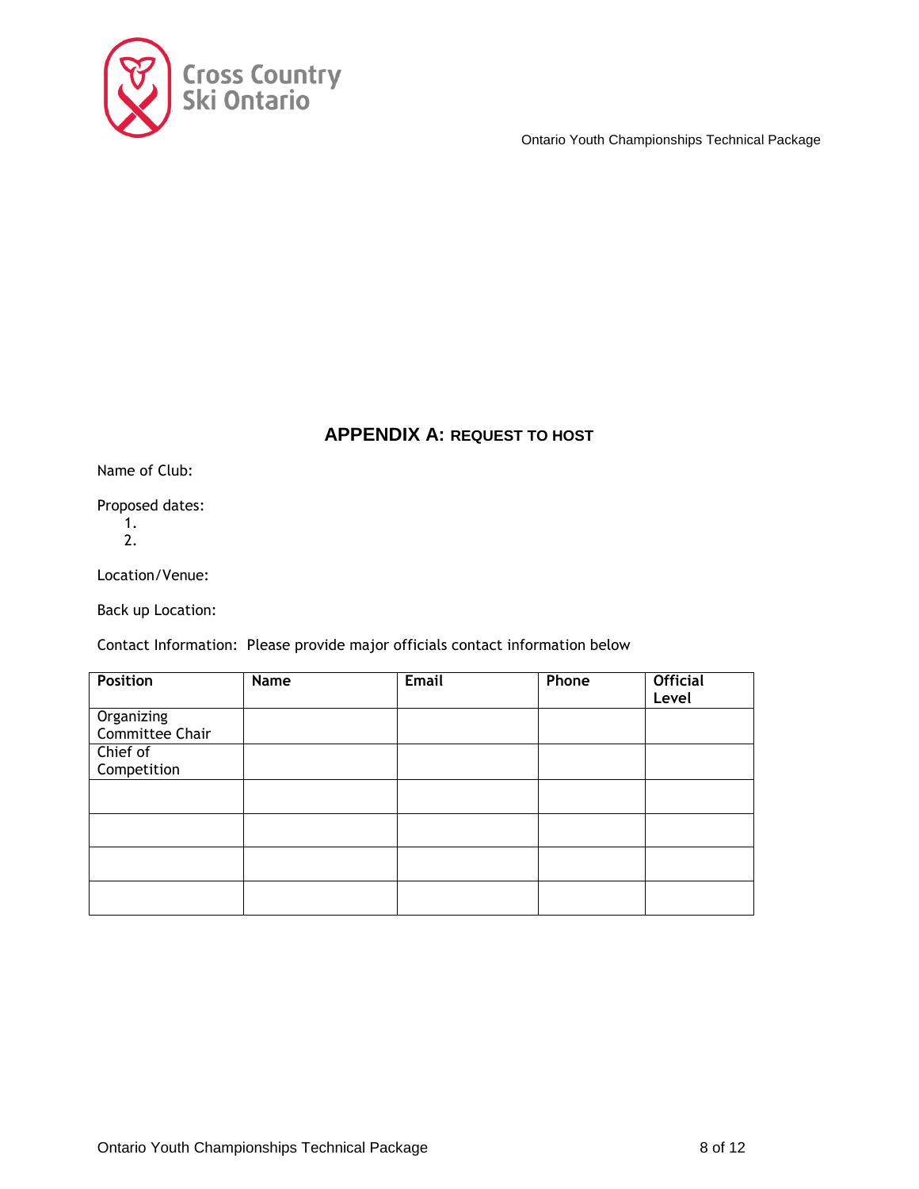## APPENDIX A: REQUEST TO HOST

Name of Club:

Proposed dates:

1.
2.

Location/Venue:

Back up Location:

Contact Information: Please provide major officials contact information below

| Position | Name | Email | Phone | Official Level |
|---|---|---|---|---|
| Organizing Committee Chair | | | | |
| Chief of Competition | | | | |
| | | | | |
| | | | | |
| | | | | |
| | | | | |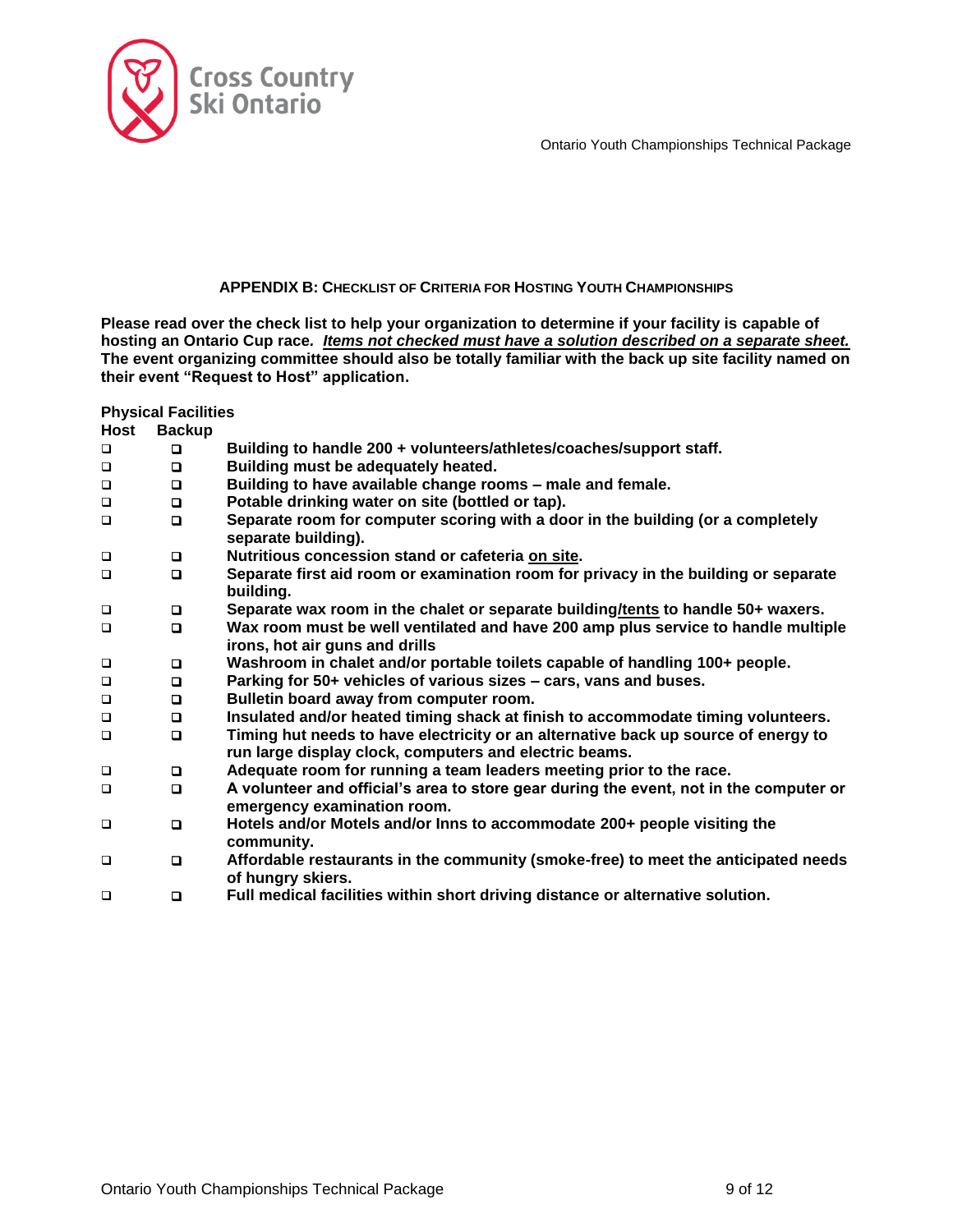## APPENDIX B: CHECKLIST OF CRITERIA FOR HOSTING YOUTH CHAMPIONSHIPS

**Please read over the check list to help your organization to determine if your facility is capable of hosting an Ontario Cup race. *Items not checked must have a solution described on a separate sheet.* The event organizing committee should also be totally familiar with the back up site facility named on their event "Request to Host" application.**

**Physical Facilities**

| Host | Backup | |
|---|---|---|
| ❑ | ❑ | **Building to handle 200 + volunteers/athletes/coaches/support staff.** |
| ❑ | ❑ | **Building must be adequately heated.** |
| ❑ | ❑ | **Building to have available change rooms – male and female.** |
| ❑ | ❑ | **Potable drinking water on site (bottled or tap).** |
| ❑ | ❑ | **Separate room for computer scoring with a door in the building (or a completely separate building).** |
| ❑ | ❑ | **Nutritious concession stand or cafeteria on site.** |
| ❑ | ❑ | **Separate first aid room or examination room for privacy in the building or separate building.** |
| ❑ | ❑ | **Separate wax room in the chalet or separate building/tents to handle 50+ waxers.** |
| ❑ | ❑ | **Wax room must be well ventilated and have 200 amp plus service to handle multiple irons, hot air guns and drills** |
| ❑ | ❑ | **Washroom in chalet and/or portable toilets capable of handling 100+ people.** |
| ❑ | ❑ | **Parking for 50+ vehicles of various sizes – cars, vans and buses.** |
| ❑ | ❑ | **Bulletin board away from computer room.** |
| ❑ | ❑ | **Insulated and/or heated timing shack at finish to accommodate timing volunteers.** |
| ❑ | ❑ | **Timing hut needs to have electricity or an alternative back up source of energy to run large display clock, computers and electric beams.** |
| ❑ | ❑ | **Adequate room for running a team leaders meeting prior to the race.** |
| ❑ | ❑ | **A volunteer and official's area to store gear during the event, not in the computer or emergency examination room.** |
| ❑ | ❑ | **Hotels and/or Motels and/or Inns to accommodate 200+ people visiting the community.** |
| ❑ | ❑ | **Affordable restaurants in the community (smoke-free) to meet the anticipated needs of hungry skiers.** |
| ❑ | ❑ | **Full medical facilities within short driving distance or alternative solution.** |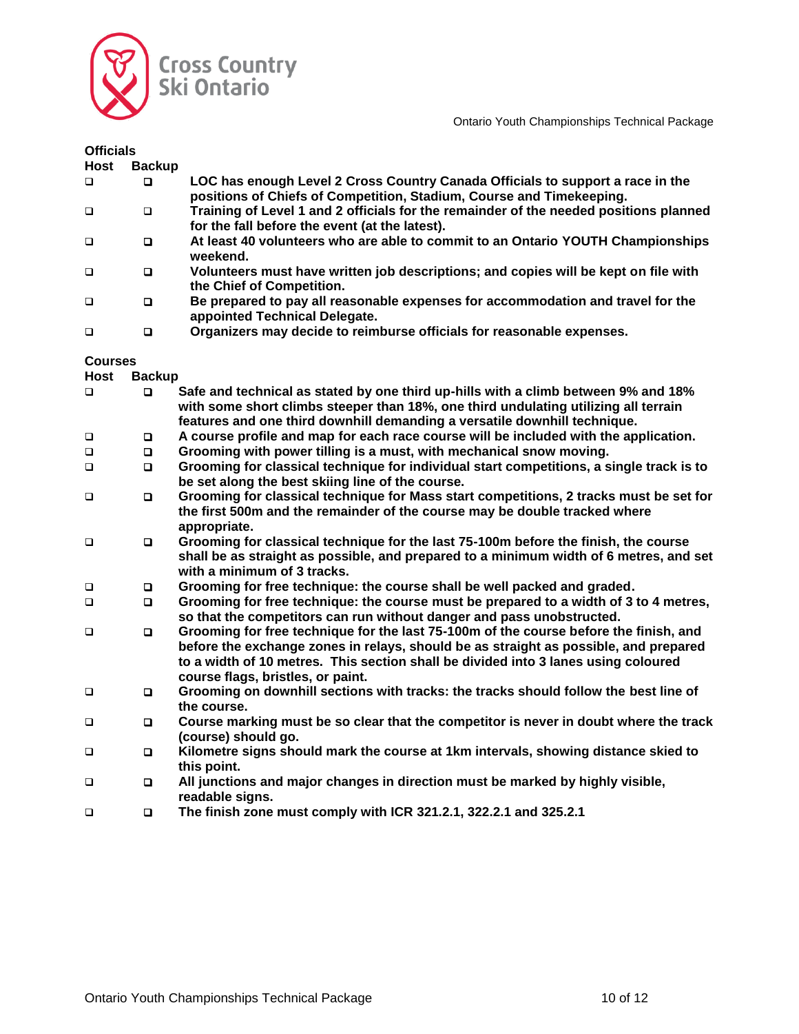### Officials

| Host | Backup | |
|---|---|---|
| ☐ | ☐ | **LOC has enough Level 2 Cross Country Canada Officials to support a race in the positions of Chiefs of Competition, Stadium, Course and Timekeeping.** |
| ☐ | ☐ | **Training of Level 1 and 2 officials for the remainder of the needed positions planned for the fall before the event (at the latest).** |
| ☐ | ☐ | **At least 40 volunteers who are able to commit to an Ontario YOUTH Championships weekend.** |
| ☐ | ☐ | **Volunteers must have written job descriptions; and copies will be kept on file with the Chief of Competition.** |
| ☐ | ☐ | **Be prepared to pay all reasonable expenses for accommodation and travel for the appointed Technical Delegate.** |
| ☐ | ☐ | **Organizers may decide to reimburse officials for reasonable expenses.** |

### Courses

| Host | Backup | |
|---|---|---|
| ☐ | ☐ | **Safe and technical as stated by one third up-hills with a climb between 9% and 18% with some short climbs steeper than 18%, one third undulating utilizing all terrain features and one third downhill demanding a versatile downhill technique.** |
| ☐ | ☐ | **A course profile and map for each race course will be included with the application.** |
| ☐ | ☐ | **Grooming with power tilling is a must, with mechanical snow moving.** |
| ☐ | ☐ | **Grooming for classical technique for individual start competitions, a single track is to be set along the best skiing line of the course.** |
| ☐ | ☐ | **Grooming for classical technique for Mass start competitions, 2 tracks must be set for the first 500m and the remainder of the course may be double tracked where appropriate.** |
| ☐ | ☐ | **Grooming for classical technique for the last 75-100m before the finish, the course shall be as straight as possible, and prepared to a minimum width of 6 metres, and set with a minimum of 3 tracks.** |
| ☐ | ☐ | **Grooming for free technique: the course shall be well packed and graded.** |
| ☐ | ☐ | **Grooming for free technique: the course must be prepared to a width of 3 to 4 metres, so that the competitors can run without danger and pass unobstructed.** |
| ☐ | ☐ | **Grooming for free technique for the last 75-100m of the course before the finish, and before the exchange zones in relays, should be as straight as possible, and prepared to a width of 10 metres. This section shall be divided into 3 lanes using coloured course flags, bristles, or paint.** |
| ☐ | ☐ | **Grooming on downhill sections with tracks: the tracks should follow the best line of the course.** |
| ☐ | ☐ | **Course marking must be so clear that the competitor is never in doubt where the track (course) should go.** |
| ☐ | ☐ | **Kilometre signs should mark the course at 1km intervals, showing distance skied to this point.** |
| ☐ | ☐ | **All junctions and major changes in direction must be marked by highly visible, readable signs.** |
| ☐ | ☐ | **The finish zone must comply with ICR 321.2.1, 322.2.1 and 325.2.1** |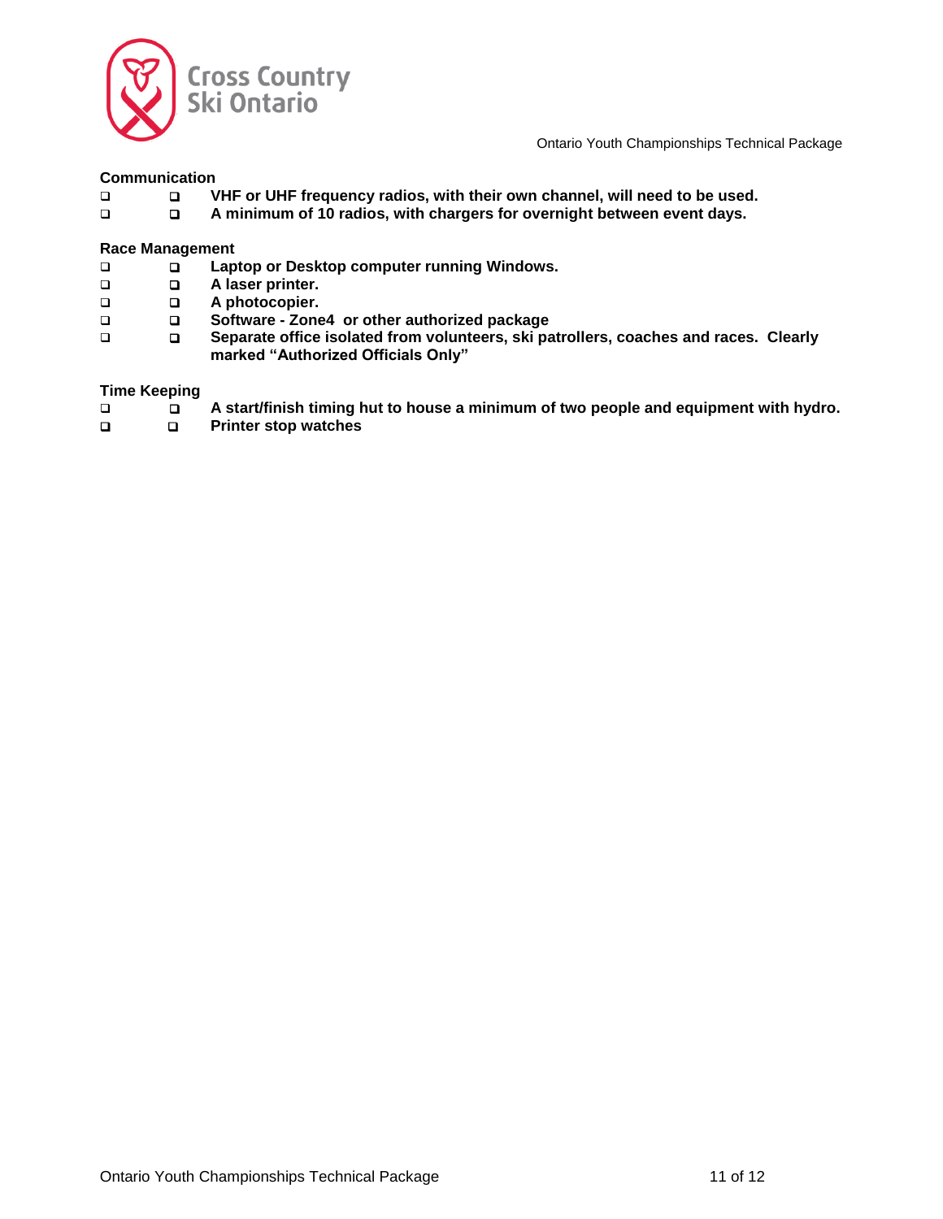**Communication**

- ❑ ❑ **VHF or UHF frequency radios, with their own channel, will need to be used.**
- ❑ ❑ **A minimum of 10 radios, with chargers for overnight between event days.**

**Race Management**

- ❑ ❑ **Laptop or Desktop computer running Windows.**
- ❑ ❑ **A laser printer.**
- ❑ ❑ **A photocopier.**
- ❑ ❑ **Software - Zone4 or other authorized package**
- ❑ ❑ **Separate office isolated from volunteers, ski patrollers, coaches and races. Clearly marked "Authorized Officials Only"**

**Time Keeping**

- ❑ ❑ **A start/finish timing hut to house a minimum of two people and equipment with hydro.**
- ❑ ❑ **Printer stop watches**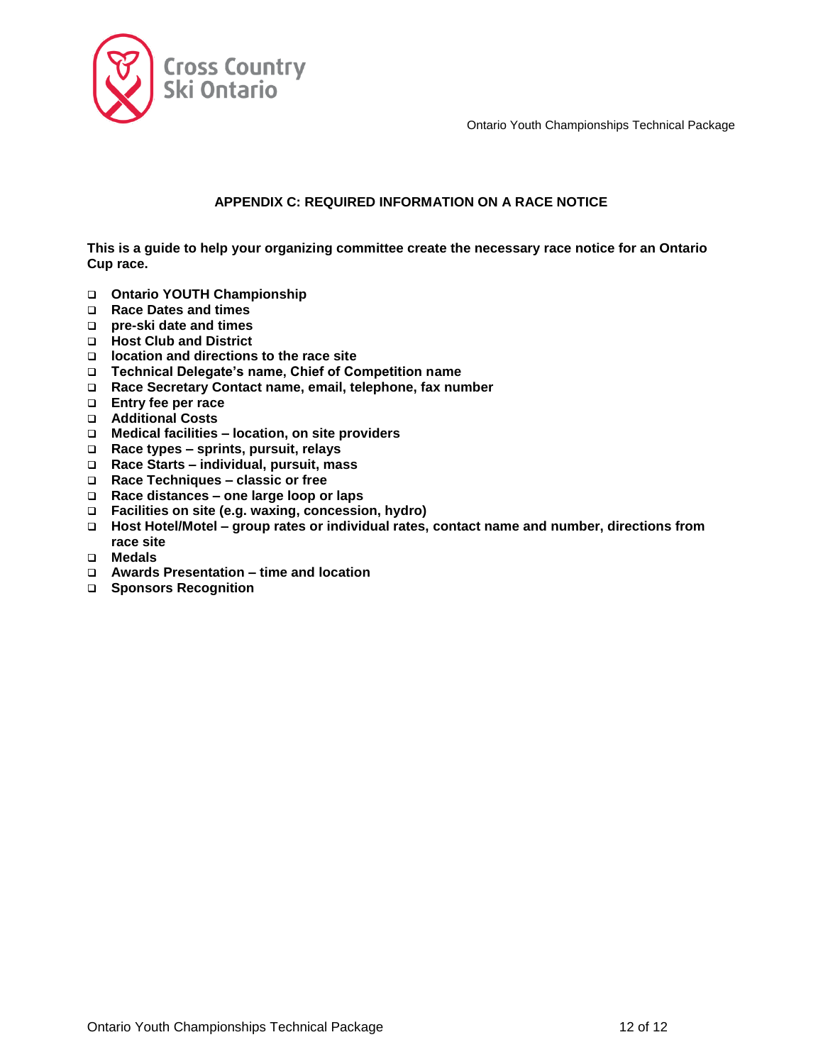## APPENDIX C: REQUIRED INFORMATION ON A RACE NOTICE

**This is a guide to help your organizing committee create the necessary race notice for an Ontario Cup race.**

- ❑ **Ontario YOUTH Championship**
- ❑ **Race Dates and times**
- ❑ **pre-ski date and times**
- ❑ **Host Club and District**
- ❑ **location and directions to the race site**
- ❑ **Technical Delegate's name, Chief of Competition name**
- ❑ **Race Secretary Contact name, email, telephone, fax number**
- ❑ **Entry fee per race**
- ❑ **Additional Costs**
- ❑ **Medical facilities – location, on site providers**
- ❑ **Race types – sprints, pursuit, relays**
- ❑ **Race Starts – individual, pursuit, mass**
- ❑ **Race Techniques – classic or free**
- ❑ **Race distances – one large loop or laps**
- ❑ **Facilities on site (e.g. waxing, concession, hydro)**
- ❑ **Host Hotel/Motel – group rates or individual rates, contact name and number, directions from race site**
- ❑ **Medals**
- ❑ **Awards Presentation – time and location**
- ❑ **Sponsors Recognition**